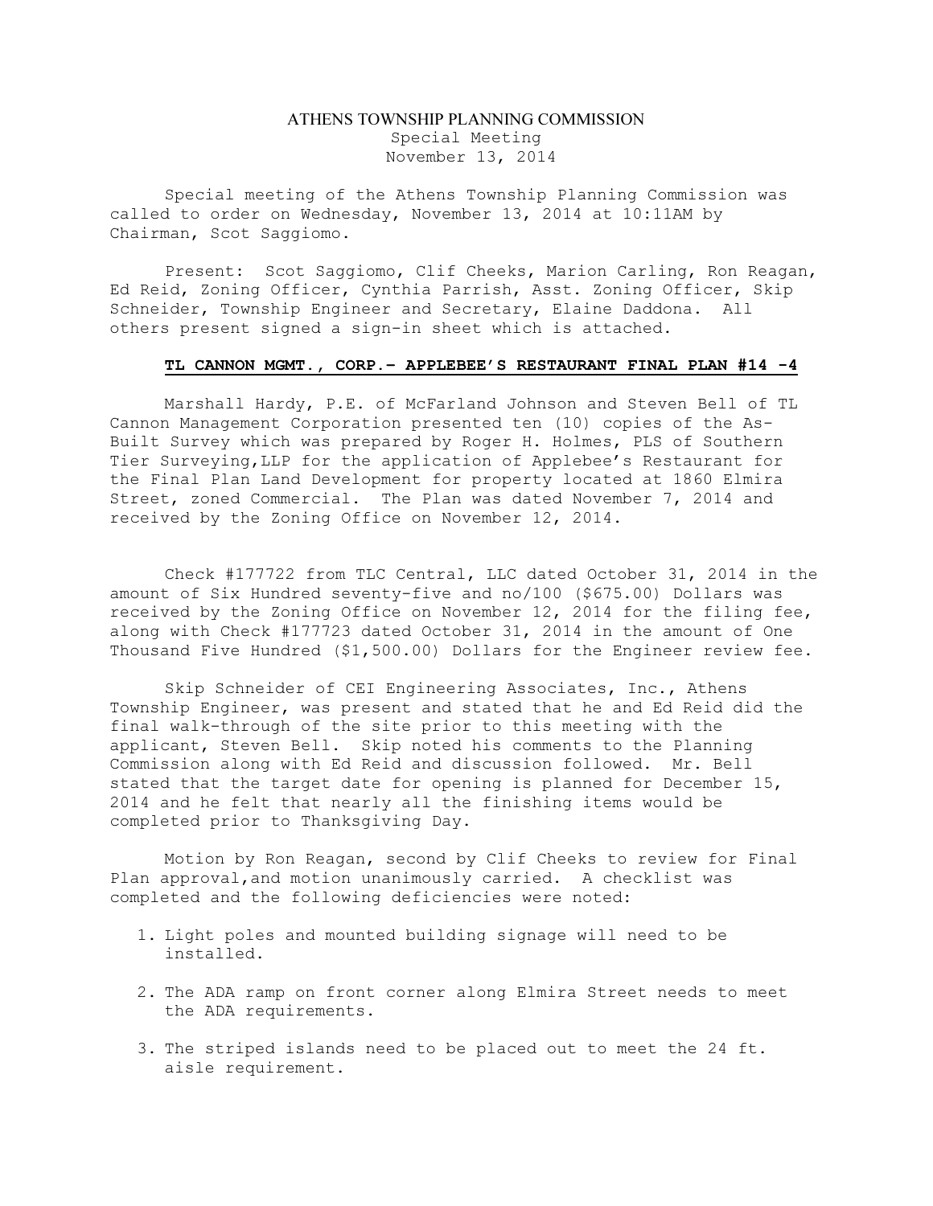# ATHENS TOWNSHIP PLANNING COMMISSION

Special Meeting
November 13, 2014

Special meeting of the Athens Township Planning Commission was called to order on Wednesday, November 13, 2014 at 10:11AM by Chairman, Scot Saggiomo.

Present: Scot Saggiomo, Clif Cheeks, Marion Carling, Ron Reagan, Ed Reid, Zoning Officer, Cynthia Parrish, Asst. Zoning Officer, Skip Schneider, Township Engineer and Secretary, Elaine Daddona. All others present signed a sign-in sheet which is attached.

## TL CANNON MGMT., CORP.– APPLEBEE'S RESTAURANT FINAL PLAN #14 -4

Marshall Hardy, P.E. of McFarland Johnson and Steven Bell of TL Cannon Management Corporation presented ten (10) copies of the As-Built Survey which was prepared by Roger H. Holmes, PLS of Southern Tier Surveying,LLP for the application of Applebee's Restaurant for the Final Plan Land Development for property located at 1860 Elmira Street, zoned Commercial. The Plan was dated November 7, 2014 and received by the Zoning Office on November 12, 2014.

Check #177722 from TLC Central, LLC dated October 31, 2014 in the amount of Six Hundred seventy-five and no/100 ($675.00) Dollars was received by the Zoning Office on November 12, 2014 for the filing fee, along with Check #177723 dated October 31, 2014 in the amount of One Thousand Five Hundred ($1,500.00) Dollars for the Engineer review fee.

Skip Schneider of CEI Engineering Associates, Inc., Athens Township Engineer, was present and stated that he and Ed Reid did the final walk-through of the site prior to this meeting with the applicant, Steven Bell. Skip noted his comments to the Planning Commission along with Ed Reid and discussion followed. Mr. Bell stated that the target date for opening is planned for December 15, 2014 and he felt that nearly all the finishing items would be completed prior to Thanksgiving Day.

Motion by Ron Reagan, second by Clif Cheeks to review for Final Plan approval,and motion unanimously carried. A checklist was completed and the following deficiencies were noted:

1. Light poles and mounted building signage will need to be installed.
2. The ADA ramp on front corner along Elmira Street needs to meet the ADA requirements.
3. The striped islands need to be placed out to meet the 24 ft. aisle requirement.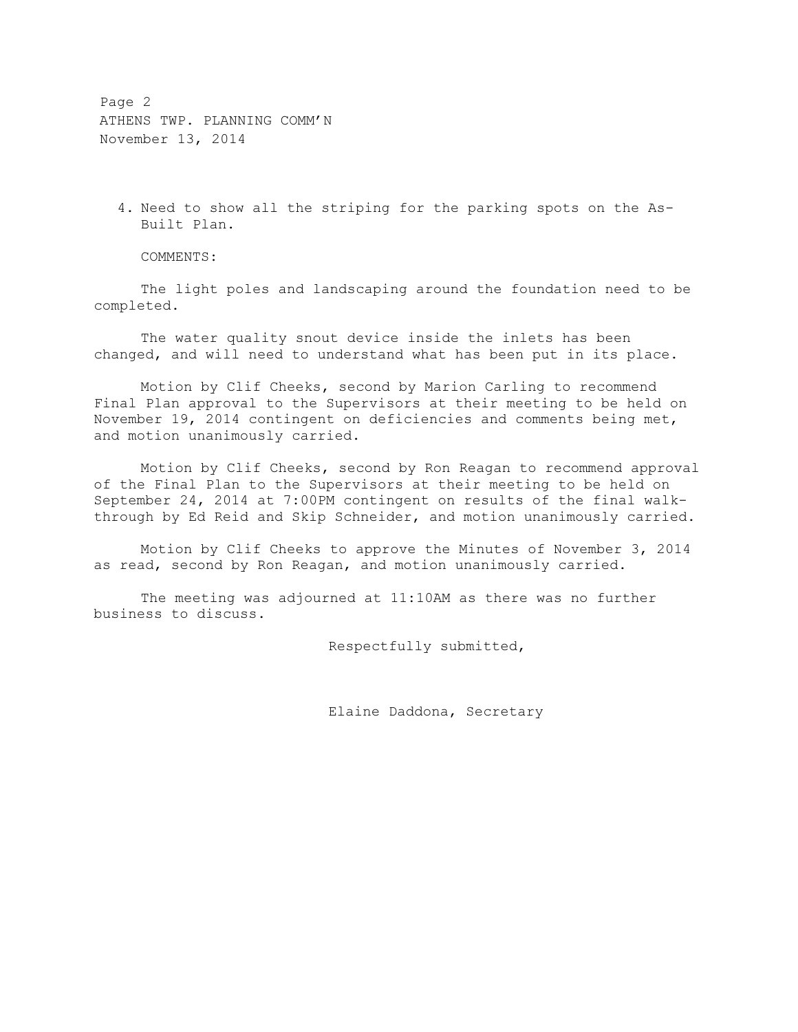4. Need to show all the striping for the parking spots on the As-Built Plan.

COMMENTS:

The light poles and landscaping around the foundation need to be completed.

The water quality snout device inside the inlets has been changed, and will need to understand what has been put in its place.

Motion by Clif Cheeks, second by Marion Carling to recommend Final Plan approval to the Supervisors at their meeting to be held on November 19, 2014 contingent on deficiencies and comments being met, and motion unanimously carried.

Motion by Clif Cheeks, second by Ron Reagan to recommend approval of the Final Plan to the Supervisors at their meeting to be held on September 24, 2014 at 7:00PM contingent on results of the final walk-through by Ed Reid and Skip Schneider, and motion unanimously carried.

Motion by Clif Cheeks to approve the Minutes of November 3, 2014 as read, second by Ron Reagan, and motion unanimously carried.

The meeting was adjourned at 11:10AM as there was no further business to discuss.

Respectfully submitted,

Elaine Daddona, Secretary